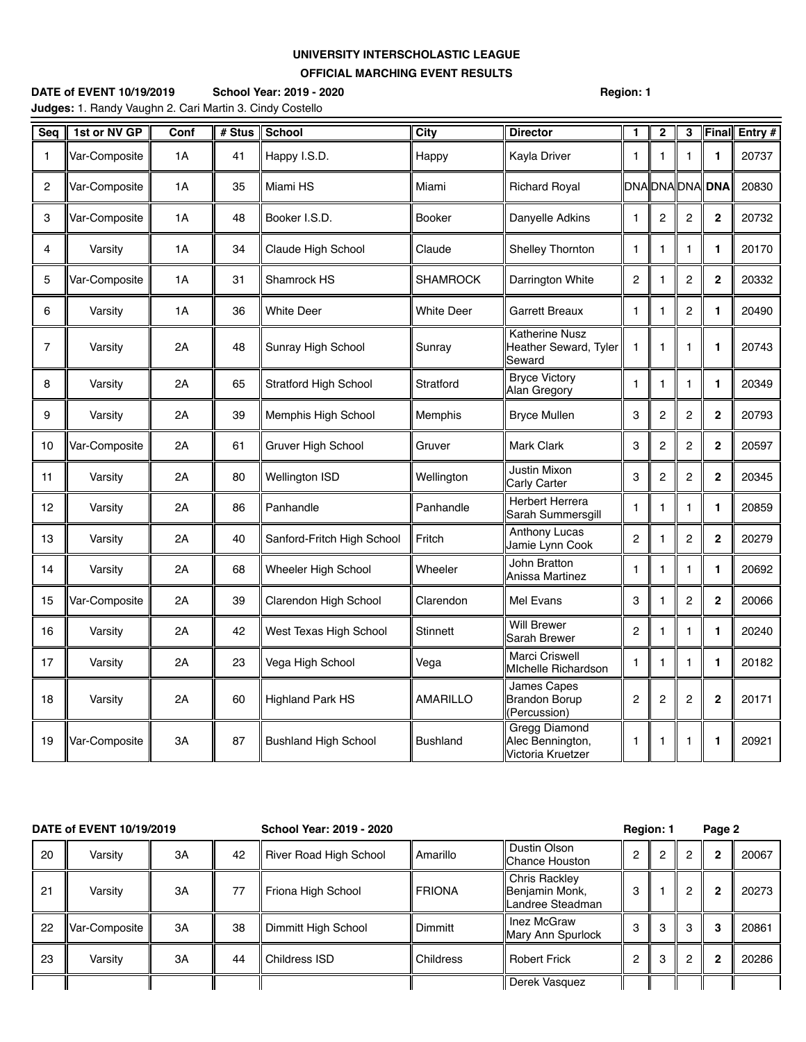**UNIVERSITY INTERSCHOLASTIC LEAGUE**

**OFFICIAL MARCHING EVENT RESULTS**

**DATE of EVENT 10/19/2019** **School Year: 2019 - 2020** **Region: 1**

**Judges:** 1. Randy Vaughn 2. Cari Martin 3. Cindy Costello

| Seq | 1st or NV GP | Conf | # Stus | School | City | Director | 1 | 2 | 3 | Final | Entry # |
|---|---|---|---|---|---|---|---|---|---|---|---|
| 1 | Var-Composite | 1A | 41 | Happy I.S.D. | Happy | Kayla Driver | 1 | 1 | 1 | **1** | 20737 |
| 2 | Var-Composite | 1A | 35 | Miami HS | Miami | Richard Royal | DNA | DNA | DNA | **DNA** | 20830 |
| 3 | Var-Composite | 1A | 48 | Booker I.S.D. | Booker | Danyelle Adkins | 1 | 2 | 2 | **2** | 20732 |
| 4 | Varsity | 1A | 34 | Claude High School | Claude | Shelley Thornton | 1 | 1 | 1 | **1** | 20170 |
| 5 | Var-Composite | 1A | 31 | Shamrock HS | SHAMROCK | Darrington White | 2 | 1 | 2 | **2** | 20332 |
| 6 | Varsity | 1A | 36 | White Deer | White Deer | Garrett Breaux | 1 | 1 | 2 | **1** | 20490 |
| 7 | Varsity | 2A | 48 | Sunray High School | Sunray | Katherine Nusz Heather Seward, Tyler Seward | 1 | 1 | 1 | **1** | 20743 |
| 8 | Varsity | 2A | 65 | Stratford High School | Stratford | Bryce Victory Alan Gregory | 1 | 1 | 1 | **1** | 20349 |
| 9 | Varsity | 2A | 39 | Memphis High School | Memphis | Bryce Mullen | 3 | 2 | 2 | **2** | 20793 |
| 10 | Var-Composite | 2A | 61 | Gruver High School | Gruver | Mark Clark | 3 | 2 | 2 | **2** | 20597 |
| 11 | Varsity | 2A | 80 | Wellington ISD | Wellington | Justin Mixon Carly Carter | 3 | 2 | 2 | **2** | 20345 |
| 12 | Varsity | 2A | 86 | Panhandle | Panhandle | Herbert Herrera Sarah Summersgill | 1 | 1 | 1 | **1** | 20859 |
| 13 | Varsity | 2A | 40 | Sanford-Fritch High School | Fritch | Anthony Lucas Jamie Lynn Cook | 2 | 1 | 2 | **2** | 20279 |
| 14 | Varsity | 2A | 68 | Wheeler High School | Wheeler | John Bratton Anissa Martinez | 1 | 1 | 1 | **1** | 20692 |
| 15 | Var-Composite | 2A | 39 | Clarendon High School | Clarendon | Mel Evans | 3 | 1 | 2 | **2** | 20066 |
| 16 | Varsity | 2A | 42 | West Texas High School | Stinnett | Will Brewer Sarah Brewer | 2 | 1 | 1 | **1** | 20240 |
| 17 | Varsity | 2A | 23 | Vega High School | Vega | Marci Criswell MIchelle Richardson | 1 | 1 | 1 | **1** | 20182 |
| 18 | Varsity | 2A | 60 | Highland Park HS | AMARILLO | James Capes Brandon Borup (Percussion) | 2 | 2 | 2 | **2** | 20171 |
| 19 | Var-Composite | 3A | 87 | Bushland High School | Bushland | Gregg Diamond Alec Bennington, Victoria Kruetzer | 1 | 1 | 1 | **1** | 20921 |
| 20 | Varsity | 3A | 42 | River Road High School | Amarillo | Dustin Olson Chance Houston | 2 | 2 | 2 | **2** | 20067 |
| 21 | Varsity | 3A | 77 | Friona High School | FRIONA | Chris Rackley Benjamin Monk, Landree Steadman | 3 | 1 | 2 | **2** | 20273 |
| 22 | Var-Composite | 3A | 38 | Dimmitt High School | Dimmitt | Inez McGraw Mary Ann Spurlock | 3 | 3 | 3 | **3** | 20861 |
| 23 | Varsity | 3A | 44 | Childress ISD | Childress | Robert Frick | 2 | 3 | 2 | **2** | 20286 |
| | | | | | | Derek Vasquez | | | | | |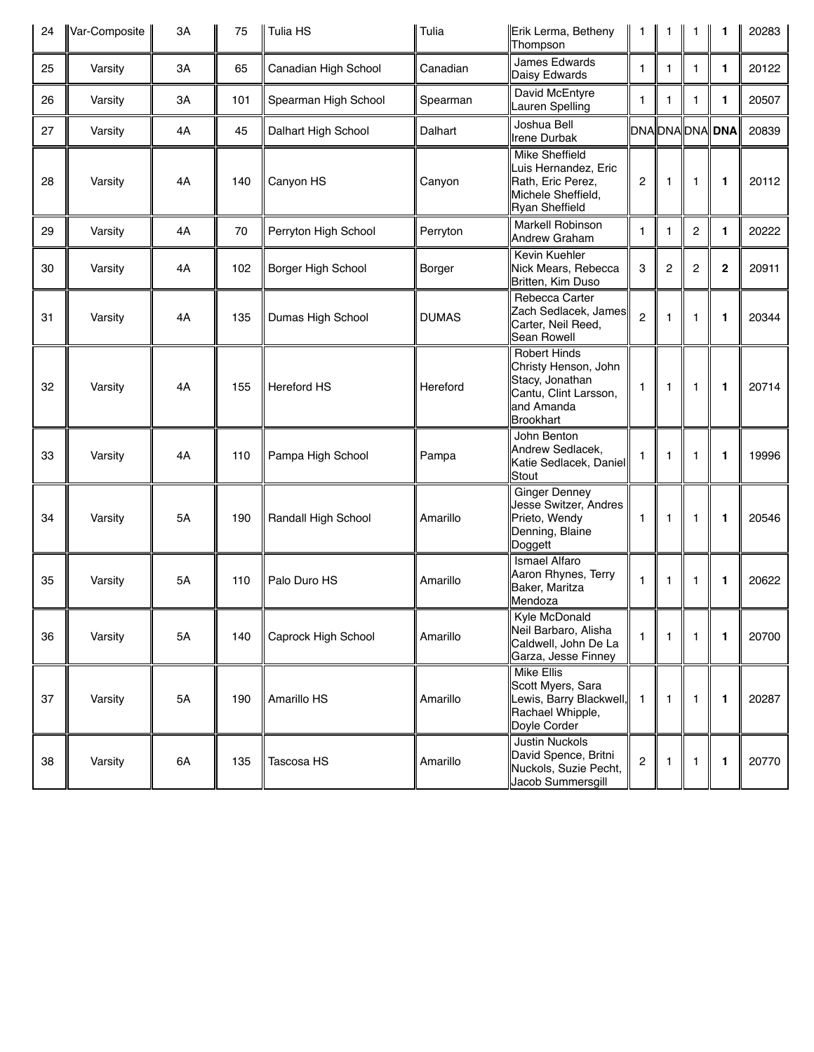| | | | | | | | | | | | |
|---|---|---|---|---|---|---|---|---|---|---|---|
| 24 | Var-Composite | 3A | 75 | Tulia HS | Tulia | Erik Lerma, Betheny Thompson | 1 | 1 | 1 | **1** | 20283 |
| 25 | Varsity | 3A | 65 | Canadian High School | Canadian | James Edwards Daisy Edwards | 1 | 1 | 1 | **1** | 20122 |
| 26 | Varsity | 3A | 101 | Spearman High School | Spearman | David McEntyre Lauren Spelling | 1 | 1 | 1 | **1** | 20507 |
| 27 | Varsity | 4A | 45 | Dalhart High School | Dalhart | Joshua Bell Irene Durbak | DNA | DNA | DNA | **DNA** | 20839 |
| 28 | Varsity | 4A | 140 | Canyon HS | Canyon | Mike Sheffield Luis Hernandez, Eric Rath, Eric Perez, Michele Sheffield, Ryan Sheffield | 2 | 1 | 1 | **1** | 20112 |
| 29 | Varsity | 4A | 70 | Perryton High School | Perryton | Markell Robinson Andrew Graham | 1 | 1 | 2 | **1** | 20222 |
| 30 | Varsity | 4A | 102 | Borger High School | Borger | Kevin Kuehler Nick Mears, Rebecca Britten, Kim Duso | 3 | 2 | 2 | **2** | 20911 |
| 31 | Varsity | 4A | 135 | Dumas High School | DUMAS | Rebecca Carter Zach Sedlacek, James Carter, Neil Reed, Sean Rowell | 2 | 1 | 1 | **1** | 20344 |
| 32 | Varsity | 4A | 155 | Hereford HS | Hereford | Robert Hinds Christy Henson, John Stacy, Jonathan Cantu, Clint Larsson, and Amanda Brookhart | 1 | 1 | 1 | **1** | 20714 |
| 33 | Varsity | 4A | 110 | Pampa High School | Pampa | John Benton Andrew Sedlacek, Katie Sedlacek, Daniel Stout | 1 | 1 | 1 | **1** | 19996 |
| 34 | Varsity | 5A | 190 | Randall High School | Amarillo | Ginger Denney Jesse Switzer, Andres Prieto, Wendy Denning, Blaine Doggett | 1 | 1 | 1 | **1** | 20546 |
| 35 | Varsity | 5A | 110 | Palo Duro HS | Amarillo | Ismael Alfaro Aaron Rhynes, Terry Baker, Maritza Mendoza | 1 | 1 | 1 | **1** | 20622 |
| 36 | Varsity | 5A | 140 | Caprock High School | Amarillo | Kyle McDonald Neil Barbaro, Alisha Caldwell, John De La Garza, Jesse Finney | 1 | 1 | 1 | **1** | 20700 |
| 37 | Varsity | 5A | 190 | Amarillo HS | Amarillo | Mike Ellis Scott Myers, Sara Lewis, Barry Blackwell, Rachael Whipple, Doyle Corder | 1 | 1 | 1 | **1** | 20287 |
| 38 | Varsity | 6A | 135 | Tascosa HS | Amarillo | Justin Nuckols David Spence, Britni Nuckols, Suzie Pecht, Jacob Summersgill | 2 | 1 | 1 | **1** | 20770 |